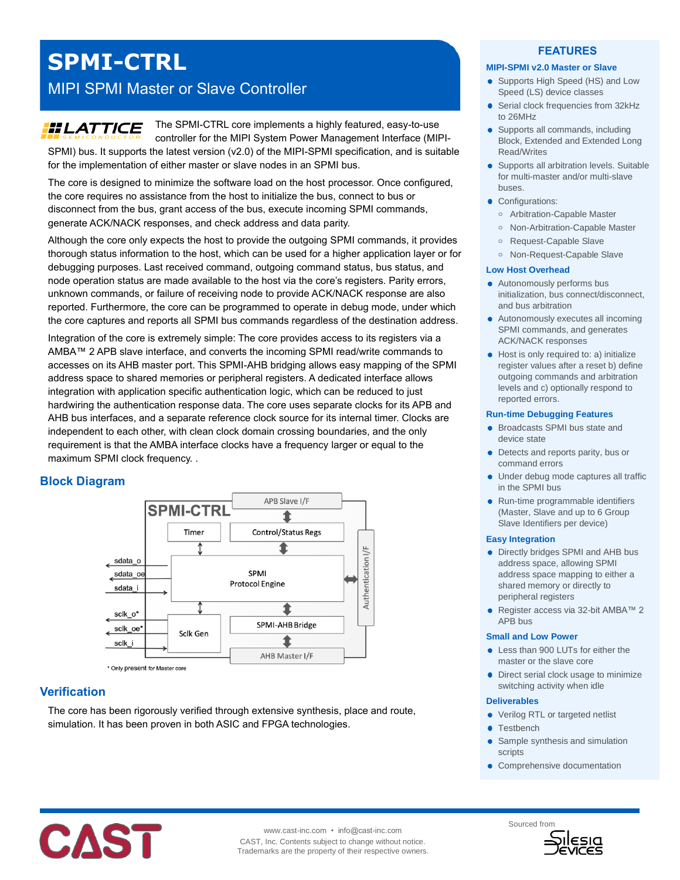# SPMI-CTRL

## MIPI SPMI Master or Slave Controller

The SPMI-CTRL core implements a highly featured, easy-to-use controller for the MIPI System Power Management Interface (MIPI-SPMI) bus. It supports the latest version (v2.0) of the MIPI-SPMI specification, and is suitable for the implementation of either master or slave nodes in an SPMI bus.

The core is designed to minimize the software load on the host processor. Once configured, the core requires no assistance from the host to initialize the bus, connect to bus or disconnect from the bus, grant access of the bus, execute incoming SPMI commands, generate ACK/NACK responses, and check address and data parity.

Although the core only expects the host to provide the outgoing SPMI commands, it provides thorough status information to the host, which can be used for a higher application layer or for debugging purposes. Last received command, outgoing command status, bus status, and node operation status are made available to the host via the core's registers. Parity errors, unknown commands, or failure of receiving node to provide ACK/NACK response are also reported. Furthermore, the core can be programmed to operate in debug mode, under which the core captures and reports all SPMI bus commands regardless of the destination address.

Integration of the core is extremely simple: The core provides access to its registers via a AMBA™ 2 APB slave interface, and converts the incoming SPMI read/write commands to accesses on its AHB master port. This SPMI-AHB bridging allows easy mapping of the SPMI address space to shared memories or peripheral registers. A dedicated interface allows integration with application specific authentication logic, which can be reduced to just hardwiring the authentication response data. The core uses separate clocks for its APB and AHB bus interfaces, and a separate reference clock source for its internal timer. Clocks are independent to each other, with clean clock domain crossing boundaries, and the only requirement is that the AMBA interface clocks have a frequency larger or equal to the maximum SPMI clock frequency. .

## Block Diagram

SPMI-CTRL: APB Slave I/F; Control/Status Regs; Timer; SPMI Protocol Engine; Authentication I/F; Sclk Gen; SPMI-AHB Bridge; AHB Master I/F. Signals: sdata_o, sdata_oe, sdata_i, sclk_o*, sclk_oe*, sclk_i

\* Only present for Master core

## Verification

The core has been rigorously verified through extensive synthesis, place and route, simulation. It has been proven in both ASIC and FPGA technologies.

## FEATURES

### MIPI-SPMI v2.0 Master or Slave

- Supports High Speed (HS) and Low Speed (LS) device classes
- Serial clock frequencies from 32kHz to 26MHz
- Supports all commands, including Block, Extended and Extended Long Read/Writes
- Supports all arbitration levels. Suitable for multi-master and/or multi-slave buses.
- Configurations:
  - Arbitration-Capable Master
  - Non-Arbitration-Capable Master
  - Request-Capable Slave
  - Non-Request-Capable Slave

### Low Host Overhead

- Autonomously performs bus initialization, bus connect/disconnect, and bus arbitration
- Autonomously executes all incoming SPMI commands, and generates ACK/NACK responses
- Host is only required to: a) initialize register values after a reset b) define outgoing commands and arbitration levels and c) optionally respond to reported errors.

### Run-time Debugging Features

- Broadcasts SPMI bus state and device state
- Detects and reports parity, bus or command errors
- Under debug mode captures all traffic in the SPMI bus
- Run-time programmable identifiers (Master, Slave and up to 6 Group Slave Identifiers per device)

### Easy Integration

- Directly bridges SPMI and AHB bus address space, allowing SPMI address space mapping to either a shared memory or directly to peripheral registers
- Register access via 32-bit AMBA™ 2 APB bus

### Small and Low Power

- Less than 900 LUTs for either the master or the slave core
- Direct serial clock usage to minimize switching activity when idle

### Deliverables

- Verilog RTL or targeted netlist
- Testbench
- Sample synthesis and simulation scripts
- Comprehensive documentation

www.cast-inc.com • info@cast-inc.com
CAST, Inc. Contents subject to change without notice.
Trademarks are the property of their respective owners.

Sourced from Silesia Devices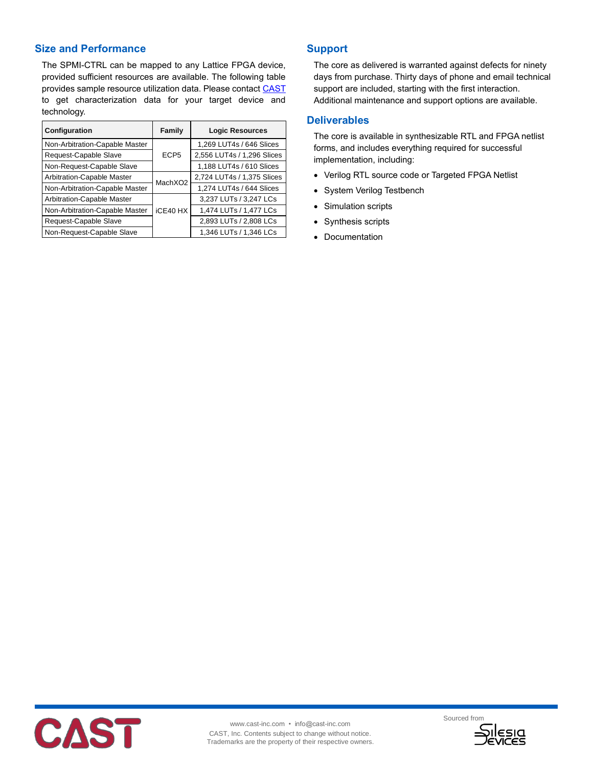## Size and Performance

The SPMI-CTRL can be mapped to any Lattice FPGA device, provided sufficient resources are available. The following table provides sample resource utilization data. Please contact CAST to get characterization data for your target device and technology.

| Configuration | Family | Logic Resources |
|---|---|---|
| Non-Arbitration-Capable Master | ECP5 | 1,269 LUT4s / 646 Slices |
| Request-Capable Slave | | 2,556 LUT4s / 1,296 Slices |
| Non-Request-Capable Slave | | 1,188 LUT4s / 610 Slices |
| Arbitration-Capable Master | MachXO2 | 2,724 LUT4s / 1,375 Slices |
| Non-Arbitration-Capable Master | | 1,274 LUT4s / 644 Slices |
| Arbitration-Capable Master | iCE40 HX | 3,237 LUTs / 3,247 LCs |
| Non-Arbitration-Capable Master | | 1,474 LUTs / 1,477 LCs |
| Request-Capable Slave | | 2,893 LUTs / 2,808 LCs |
| Non-Request-Capable Slave | | 1,346 LUTs / 1,346 LCs |

## Support

The core as delivered is warranted against defects for ninety days from purchase. Thirty days of phone and email technical support are included, starting with the first interaction. Additional maintenance and support options are available.

## Deliverables

The core is available in synthesizable RTL and FPGA netlist forms, and includes everything required for successful implementation, including:

- Verilog RTL source code or Targeted FPGA Netlist
- System Verilog Testbench
- Simulation scripts
- Synthesis scripts
- Documentation

www.cast-inc.com • info@cast-inc.com
CAST, Inc. Contents subject to change without notice.
Trademarks are the property of their respective owners.

Sourced from Silesia Devices